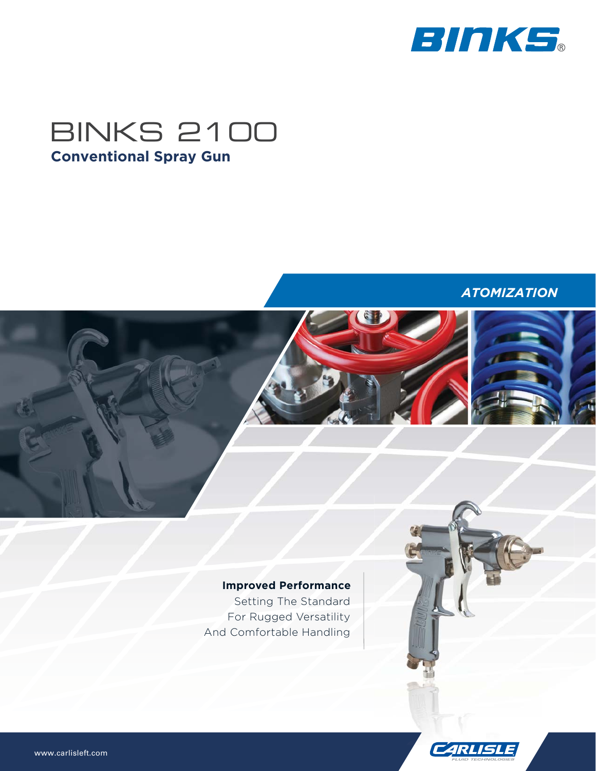BINKS

# BINKS 2100

## Conventional Spray Gun

*ATOMIZATION*

**Improved Performance**

Setting The Standard
For Rugged Versatility
And Comfortable Handling

www.carlisleft.com

CARLISLE FLUID TECHNOLOGIES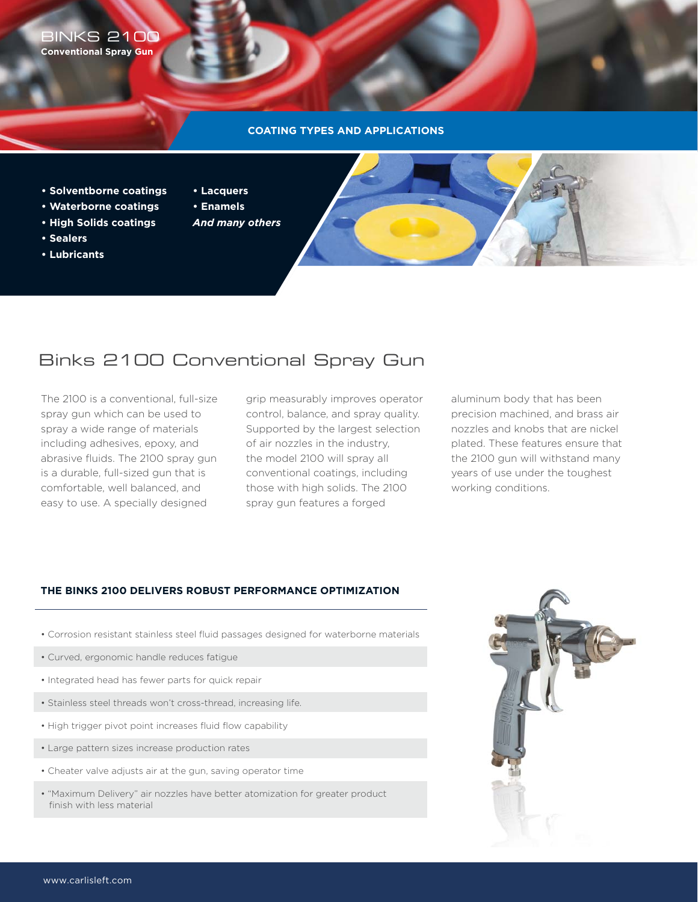BINKS 2100
**Conventional Spray Gun**

**COATING TYPES AND APPLICATIONS**

- **Solventborne coatings**
- **Waterborne coatings**
- **High Solids coatings**
- **Sealers**
- **Lubricants**
- **Lacquers**
- **Enamels**

***And many others***

# Binks 2100 Conventional Spray Gun

The 2100 is a conventional, full-size spray gun which can be used to spray a wide range of materials including adhesives, epoxy, and abrasive fluids. The 2100 spray gun is a durable, full-sized gun that is comfortable, well balanced, and easy to use. A specially designed grip measurably improves operator control, balance, and spray quality. Supported by the largest selection of air nozzles in the industry, the model 2100 will spray all conventional coatings, including those with high solids. The 2100 spray gun features a forged aluminum body that has been precision machined, and brass air nozzles and knobs that are nickel plated. These features ensure that the 2100 gun will withstand many years of use under the toughest working conditions.

## THE BINKS 2100 DELIVERS ROBUST PERFORMANCE OPTIMIZATION

- Corrosion resistant stainless steel fluid passages designed for waterborne materials
- Curved, ergonomic handle reduces fatigue
- Integrated head has fewer parts for quick repair
- Stainless steel threads won't cross-thread, increasing life.
- High trigger pivot point increases fluid flow capability
- Large pattern sizes increase production rates
- Cheater valve adjusts air at the gun, saving operator time
- "Maximum Delivery" air nozzles have better atomization for greater product finish with less material

www.carlisleft.com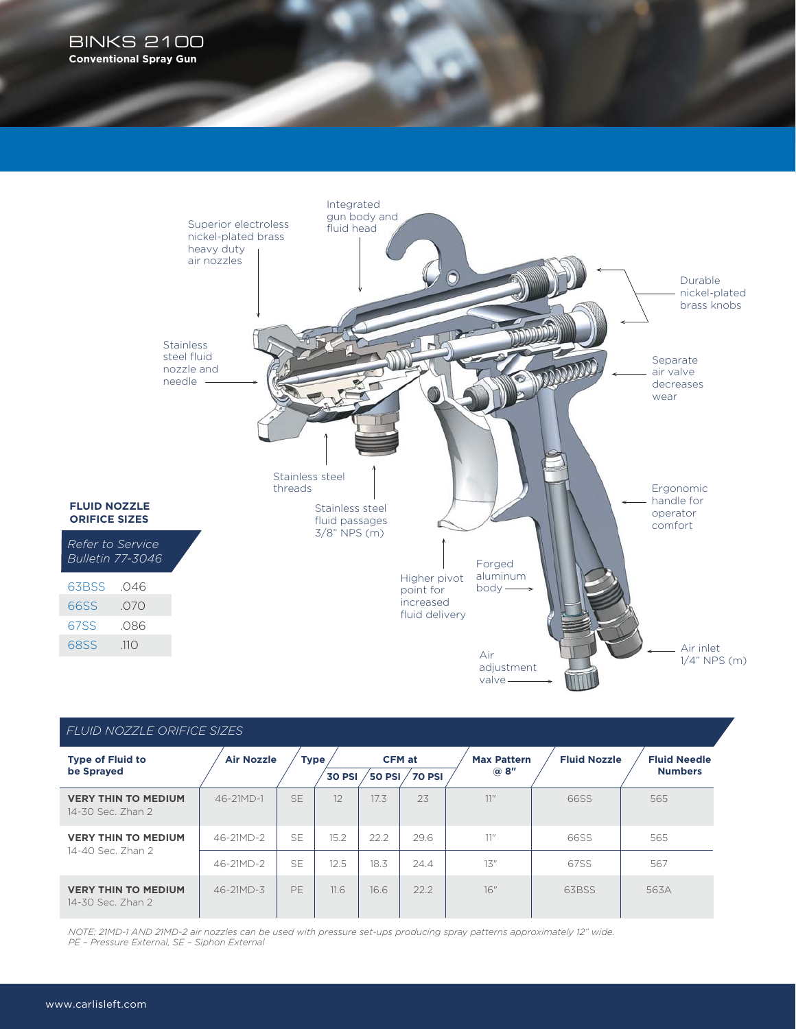# BINKS 2100

**Conventional Spray Gun**

Integrated gun body and fluid head

Superior electroless nickel-plated brass heavy duty air nozzles

Durable nickel-plated brass knobs

Stainless steel fluid nozzle and needle

Separate air valve decreases wear

Stainless steel threads

Stainless steel fluid passages 3/8" NPS (m)

Ergonomic handle for operator comfort

Forged aluminum body

Higher pivot point for increased fluid delivery

Air adjustment valve

Air inlet 1/4" NPS (m)

**FLUID NOZZLE ORIFICE SIZES**

*Refer to Service Bulletin 77-3046*

| | |
|---|---|
| 63BSS | .046 |
| 66SS | .070 |
| 67SS | .086 |
| 68SS | .110 |

*FLUID NOZZLE ORIFICE SIZES*

| Type of Fluid to be Sprayed | Air Nozzle | Type | CFM at | | | Max Pattern @ 8" | Fluid Nozzle | Fluid Needle Numbers |
|---|---|---|---|---|---|---|---|---|
| | | | 30 PSI | 50 PSI | 70 PSI | | | |
| **VERY THIN TO MEDIUM** 14-30 Sec. Zhan 2 | 46-21MD-1 | SE | 12 | 17.3 | 23 | 11" | 66SS | 565 |
| **VERY THIN TO MEDIUM** 14-40 Sec. Zhan 2 | 46-21MD-2 | SE | 15.2 | 22.2 | 29.6 | 11" | 66SS | 565 |
| | 46-21MD-2 | SE | 12.5 | 18.3 | 24.4 | 13" | 67SS | 567 |
| **VERY THIN TO MEDIUM** 14-30 Sec. Zhan 2 | 46-21MD-3 | PE | 11.6 | 16.6 | 22.2 | 16" | 63BSS | 563A |

*NOTE: 21MD-1 AND 21MD-2 air nozzles can be used with pressure set-ups producing spray patterns approximately 12" wide.*
*PE – Pressure External, SE – Siphon External*

www.carlisleft.com